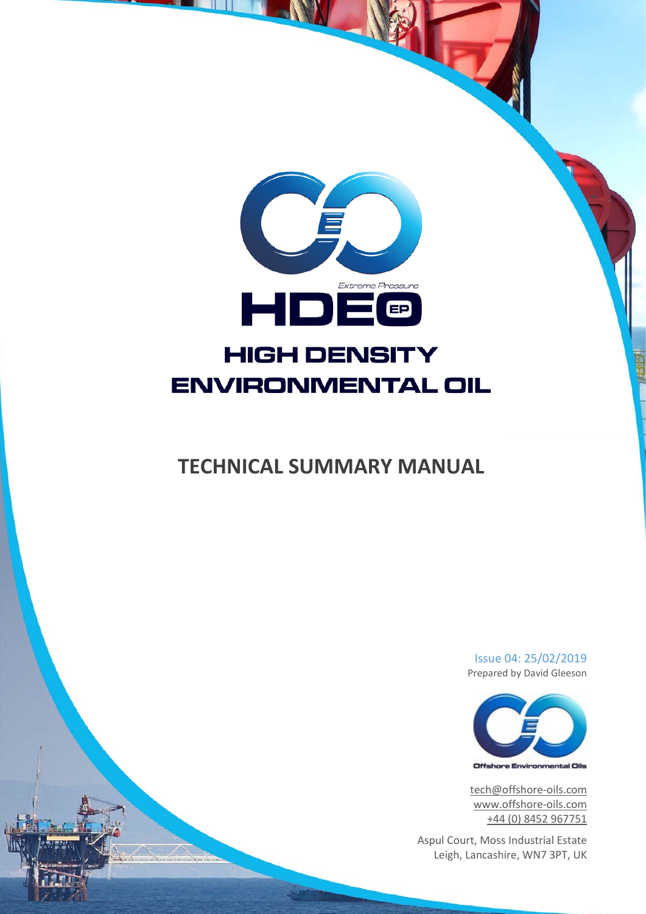*Extreme Pressure*

# HDEO EP

# HIGH DENSITY ENVIRONMENTAL OIL

## TECHNICAL SUMMARY MANUAL

Issue 04: 25/02/2019
Prepared by David Gleeson

Offshore Environmental Oils

tech@offshore-oils.com
www.offshore-oils.com
+44 (0) 8452 967751

Aspul Court, Moss Industrial Estate
Leigh, Lancashire, WN7 3PT, UK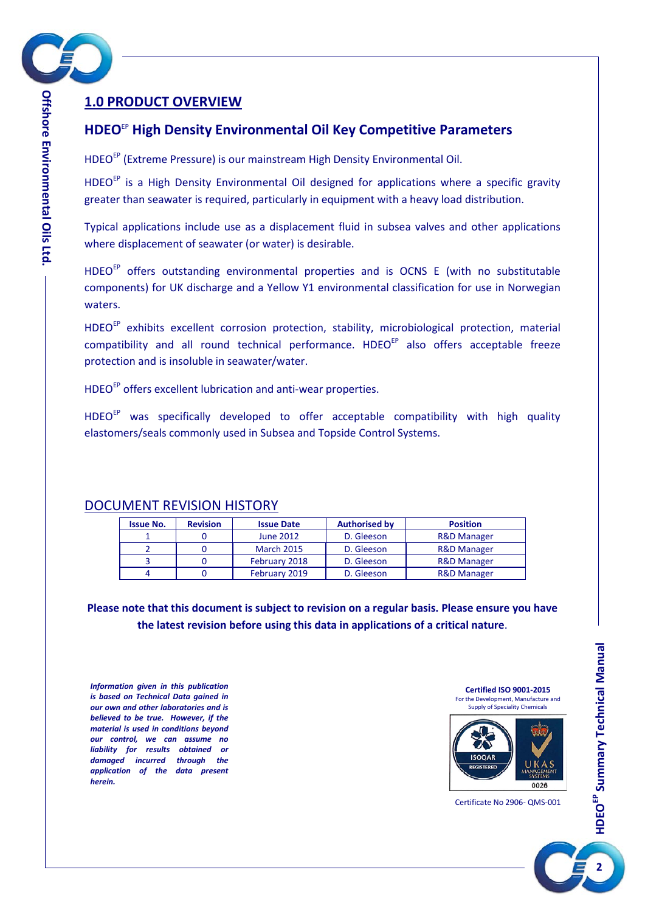## 1.0 PRODUCT OVERVIEW

### HDEO[EP] High Density Environmental Oil Key Competitive Parameters

HDEO[EP] (Extreme Pressure) is our mainstream High Density Environmental Oil.

HDEO[EP] is a High Density Environmental Oil designed for applications where a specific gravity greater than seawater is required, particularly in equipment with a heavy load distribution.

Typical applications include use as a displacement fluid in subsea valves and other applications where displacement of seawater (or water) is desirable.

HDEO[EP] offers outstanding environmental properties and is OCNS E (with no substitutable components) for UK discharge and a Yellow Y1 environmental classification for use in Norwegian waters.

HDEO[EP] exhibits excellent corrosion protection, stability, microbiological protection, material compatibility and all round technical performance. HDEO[EP] also offers acceptable freeze protection and is insoluble in seawater/water.

HDEO[EP] offers excellent lubrication and anti-wear properties.

HDEO[EP] was specifically developed to offer acceptable compatibility with high quality elastomers/seals commonly used in Subsea and Topside Control Systems.

## DOCUMENT REVISION HISTORY

| Issue No. | Revision | Issue Date | Authorised by | Position |
|---|---|---|---|---|
| 1 | 0 | June 2012 | D. Gleeson | R&D Manager |
| 2 | 0 | March 2015 | D. Gleeson | R&D Manager |
| 3 | 0 | February 2018 | D. Gleeson | R&D Manager |
| 4 | 0 | February 2019 | D. Gleeson | R&D Manager |

**Please note that this document is subject to revision on a regular basis. Please ensure you have the latest revision before using this data in applications of a critical nature.**

***Information given in this publication is based on Technical Data gained in our own and other laboratories and is believed to be true. However, if the material is used in conditions beyond our control, we can assume no liability for results obtained or damaged incurred through the application of the data present herein.***

**Certified ISO 9001-2015**
For the Development, Manufacture and Supply of Speciality Chemicals

Certificate No 2906- QMS-001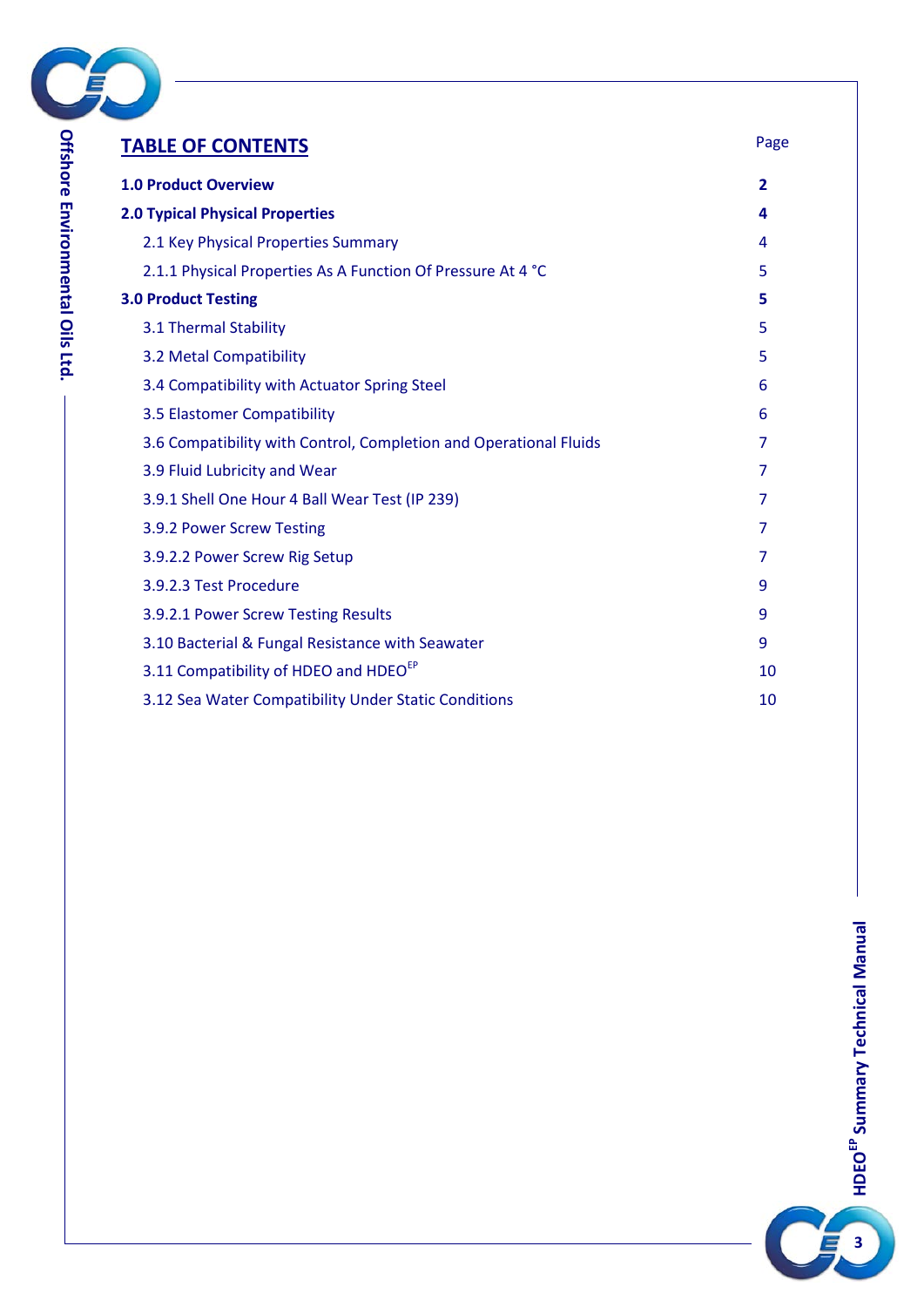## TABLE OF CONTENTS

| | Page |
|---|---|
| **1.0 Product Overview** | **2** |
| **2.0 Typical Physical Properties** | **4** |
| 2.1 Key Physical Properties Summary | 4 |
| 2.1.1 Physical Properties As A Function Of Pressure At 4 °C | 5 |
| **3.0 Product Testing** | **5** |
| 3.1 Thermal Stability | 5 |
| 3.2 Metal Compatibility | 5 |
| 3.4 Compatibility with Actuator Spring Steel | 6 |
| 3.5 Elastomer Compatibility | 6 |
| 3.6 Compatibility with Control, Completion and Operational Fluids | 7 |
| 3.9 Fluid Lubricity and Wear | 7 |
| 3.9.1 Shell One Hour 4 Ball Wear Test (IP 239) | 7 |
| 3.9.2 Power Screw Testing | 7 |
| 3.9.2.2 Power Screw Rig Setup | 7 |
| 3.9.2.3 Test Procedure | 9 |
| 3.9.2.1 Power Screw Testing Results | 9 |
| 3.10 Bacterial & Fungal Resistance with Seawater | 9 |
| 3.11 Compatibility of HDEO and HDEO$^{EP}$ | 10 |
| 3.12 Sea Water Compatibility Under Static Conditions | 10 |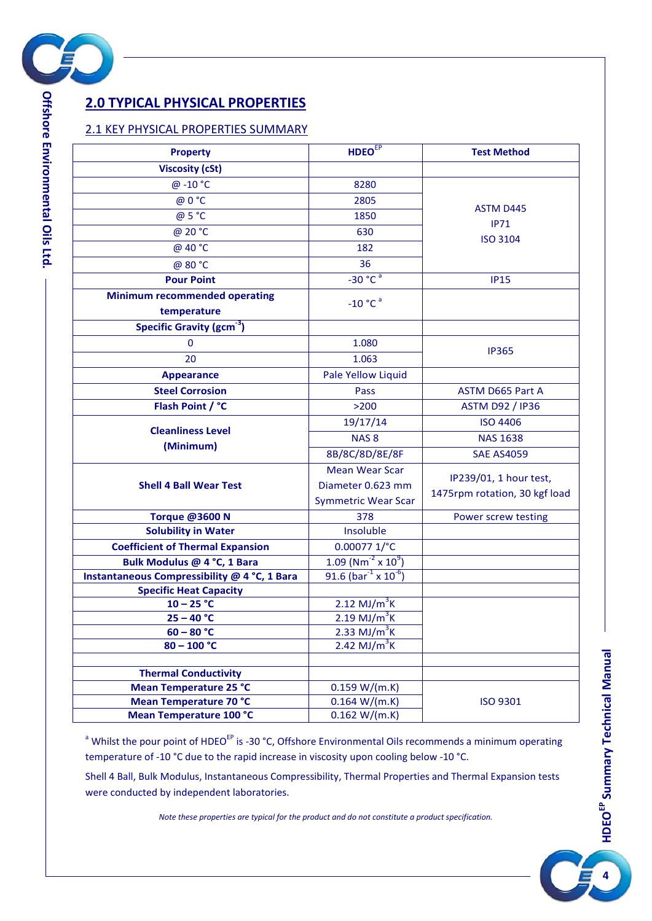## 2.0 TYPICAL PHYSICAL PROPERTIES

### 2.1 KEY PHYSICAL PROPERTIES SUMMARY

| Property | HDEO[EP] | Test Method |
|---|---|---|
| **Viscosity (cSt)** | | |
| @ -10 °C | 8280 | ASTM D445 IP71 ISO 3104 |
| @ 0 °C | 2805 | |
| @ 5 °C | 1850 | |
| @ 20 °C | 630 | |
| @ 40 °C | 182 | |
| @ 80 °C | 36 | |
| **Pour Point** | -30 °C [a] | IP15 |
| **Minimum recommended operating temperature** | -10 °C [a] | |
| **Specific Gravity ($gcm^{-3}$)** | | |
| 0 | 1.080 | IP365 |
| 20 | 1.063 | |
| **Appearance** | Pale Yellow Liquid | |
| **Steel Corrosion** | Pass | ASTM D665 Part A |
| **Flash Point / °C** | >200 | ASTM D92 / IP36 |
| **Cleanliness Level (Minimum)** | 19/17/14 | ISO 4406 |
| | NAS 8 | NAS 1638 |
| | 8B/8C/8D/8E/8F | SAE AS4059 |
| **Shell 4 Ball Wear Test** | Mean Wear Scar Diameter 0.623 mm Symmetric Wear Scar | IP239/01, 1 hour test, 1475rpm rotation, 30 kgf load |
| **Torque @3600 N** | 378 | Power screw testing |
| **Solubility in Water** | Insoluble | |
| **Coefficient of Thermal Expansion** | 0.00077 1/°C | |
| **Bulk Modulus @ 4 °C, 1 Bara** | 1.09 ($Nm^{-2}$ x $10^{9}$) | |
| **Instantaneous Compressibility @ 4 °C, 1 Bara** | 91.6 ($bar^{-1}$ x $10^{-6}$) | |
| **Specific Heat Capacity** | | |
| **10 – 25 °C** | 2.12 $MJ/m^3K$ | |
| **25 – 40 °C** | 2.19 $MJ/m^3K$ | |
| **60 – 80 °C** | 2.33 $MJ/m^3K$ | |
| **80 – 100 °C** | 2.42 $MJ/m^3K$ | |
| | | |
| **Thermal Conductivity** | | |
| **Mean Temperature 25 °C** | 0.159 W/(m.K) | ISO 9301 |
| **Mean Temperature 70 °C** | 0.164 W/(m.K) | |
| **Mean Temperature 100 °C** | 0.162 W/(m.K) | |

[a] Whilst the pour point of HDEO[EP] is -30 °C, Offshore Environmental Oils recommends a minimum operating temperature of -10 °C due to the rapid increase in viscosity upon cooling below -10 °C.

Shell 4 Ball, Bulk Modulus, Instantaneous Compressibility, Thermal Properties and Thermal Expansion tests were conducted by independent laboratories.

*Note these properties are typical for the product and do not constitute a product specification.*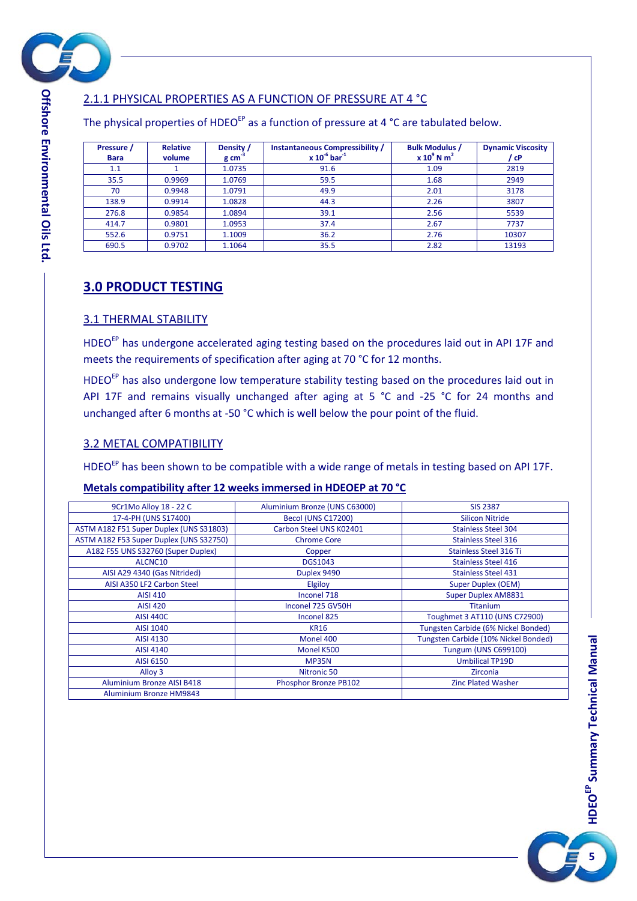### 2.1.1 PHYSICAL PROPERTIES AS A FUNCTION OF PRESSURE AT 4 °C

The physical properties of HDEO$^{EP}$ as a function of pressure at 4 °C are tabulated below.

| Pressure / Bara | Relative volume | Density / g cm$^{-3}$ | Instantaneous Compressibility / x $10^{-6}$ bar$^{-1}$ | Bulk Modulus / x $10^{9}$ N m$^{2}$ | Dynamic Viscosity / cP |
|---|---|---|---|---|---|
| 1.1 | 1 | 1.0735 | 91.6 | 1.09 | 2819 |
| 35.5 | 0.9969 | 1.0769 | 59.5 | 1.68 | 2949 |
| 70 | 0.9948 | 1.0791 | 49.9 | 2.01 | 3178 |
| 138.9 | 0.9914 | 1.0828 | 44.3 | 2.26 | 3807 |
| 276.8 | 0.9854 | 1.0894 | 39.1 | 2.56 | 5539 |
| 414.7 | 0.9801 | 1.0953 | 37.4 | 2.67 | 7737 |
| 552.6 | 0.9751 | 1.1009 | 36.2 | 2.76 | 10307 |
| 690.5 | 0.9702 | 1.1064 | 35.5 | 2.82 | 13193 |

# 3.0 PRODUCT TESTING

## 3.1 THERMAL STABILITY

HDEO$^{EP}$ has undergone accelerated aging testing based on the procedures laid out in API 17F and meets the requirements of specification after aging at 70 °C for 12 months.

HDEO$^{EP}$ has also undergone low temperature stability testing based on the procedures laid out in API 17F and remains visually unchanged after aging at 5 °C and -25 °C for 24 months and unchanged after 6 months at -50 °C which is well below the pour point of the fluid.

## 3.2 METAL COMPATIBILITY

HDEO$^{EP}$ has been shown to be compatible with a wide range of metals in testing based on API 17F.

**Metals compatibility after 12 weeks immersed in HDEOEP at 70 °C**

| | | |
|---|---|---|
| 9Cr1Mo Alloy 18 - 22 C | Aluminium Bronze (UNS C63000) | SIS 2387 |
| 17-4-PH (UNS S17400) | Becol (UNS C17200) | Silicon Nitride |
| ASTM A182 F51 Super Duplex (UNS S31803) | Carbon Steel UNS K02401 | Stainless Steel 304 |
| ASTM A182 F53 Super Duplex (UNS S32750) | Chrome Core | Stainless Steel 316 |
| A182 F55 UNS S32760 (Super Duplex) | Copper | Stainless Steel 316 Ti |
| ALCNC10 | DGS1043 | Stainless Steel 416 |
| AISI A29 4340 (Gas Nitrided) | Duplex 9490 | Stainless Steel 431 |
| AISI A350 LF2 Carbon Steel | Elgiloy | Super Duplex (OEM) |
| AISI 410 | Inconel 718 | Super Duplex AM8831 |
| AISI 420 | Inconel 725 GV50H | Titanium |
| AISI 440C | Inconel 825 | Toughmet 3 AT110 (UNS C72900) |
| AISI 1040 | KR16 | Tungsten Carbide (6% Nickel Bonded) |
| AISI 4130 | Monel 400 | Tungsten Carbide (10% Nickel Bonded) |
| AISI 4140 | Monel K500 | Tungum (UNS C699100) |
| AISI 6150 | MP35N | Umbilical TP19D |
| Alloy 3 | Nitronic 50 | Zirconia |
| Aluminium Bronze AISI B418 | Phosphor Bronze PB102 | Zinc Plated Washer |
| Aluminium Bronze HM9843 | | |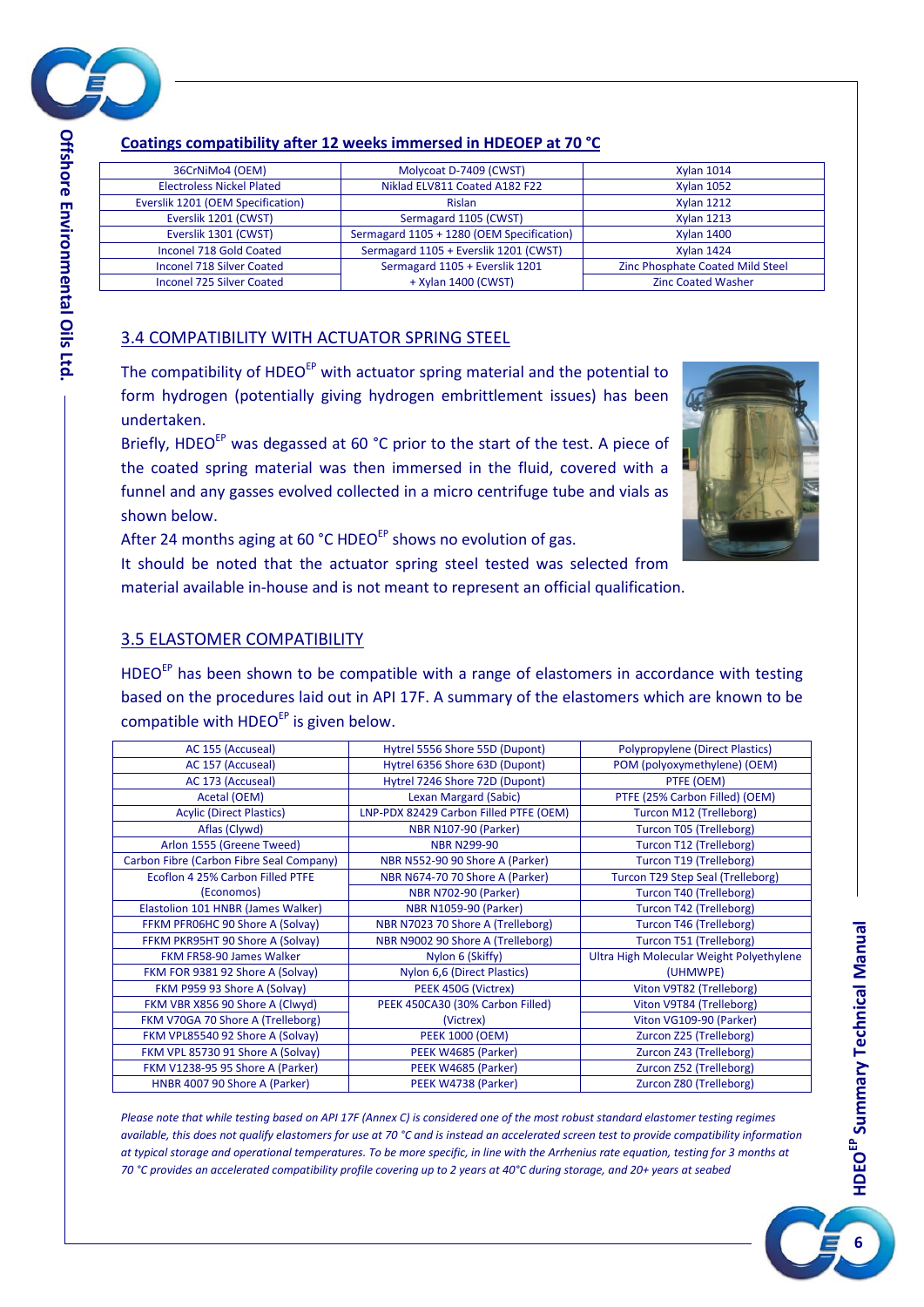**Coatings compatibility after 12 weeks immersed in HDEOEP at 70 °C**

| | | |
|---|---|---|
| 36CrNiMo4 (OEM) | Molycoat D-7409 (CWST) | Xylan 1014 |
| Electroless Nickel Plated | Niklad ELV811 Coated A182 F22 | Xylan 1052 |
| Everslik 1201 (OEM Specification) | Rislan | Xylan 1212 |
| Everslik 1201 (CWST) | Sermagard 1105 (CWST) | Xylan 1213 |
| Everslik 1301 (CWST) | Sermagard 1105 + 1280 (OEM Specification) | Xylan 1400 |
| Inconel 718 Gold Coated | Sermagard 1105 + Everslik 1201 (CWST) | Xylan 1424 |
| Inconel 718 Silver Coated | Sermagard 1105 + Everslik 1201 + Xylan 1400 (CWST) | Zinc Phosphate Coated Mild Steel |
| Inconel 725 Silver Coated | | Zinc Coated Washer |

## 3.4 COMPATIBILITY WITH ACTUATOR SPRING STEEL

The compatibility of HDEO[EP] with actuator spring material and the potential to form hydrogen (potentially giving hydrogen embrittlement issues) has been undertaken.

Briefly, HDEO[EP] was degassed at 60 °C prior to the start of the test. A piece of the coated spring material was then immersed in the fluid, covered with a funnel and any gasses evolved collected in a micro centrifuge tube and vials as shown below.

After 24 months aging at 60 °C HDEO[EP] shows no evolution of gas.

It should be noted that the actuator spring steel tested was selected from material available in-house and is not meant to represent an official qualification.

## 3.5 ELASTOMER COMPATIBILITY

HDEO[EP] has been shown to be compatible with a range of elastomers in accordance with testing based on the procedures laid out in API 17F. A summary of the elastomers which are known to be compatible with HDEO[EP] is given below.

| | | |
|---|---|---|
| AC 155 (Accuseal) | Hytrel 5556 Shore 55D (Dupont) | Polypropylene (Direct Plastics) |
| AC 157 (Accuseal) | Hytrel 6356 Shore 63D (Dupont) | POM (polyoxymethylene) (OEM) |
| AC 173 (Accuseal) | Hytrel 7246 Shore 72D (Dupont) | PTFE (OEM) |
| Acetal (OEM) | Lexan Margard (Sabic) | PTFE (25% Carbon Filled) (OEM) |
| Acylic (Direct Plastics) | LNP-PDX 82429 Carbon Filled PTFE (OEM) | Turcon M12 (Trelleborg) |
| Aflas (Clywd) | NBR N107-90 (Parker) | Turcon T05 (Trelleborg) |
| Arlon 1555 (Greene Tweed) | NBR N299-90 | Turcon T12 (Trelleborg) |
| Carbon Fibre (Carbon Fibre Seal Company) | NBR N552-90 90 Shore A (Parker) | Turcon T19 (Trelleborg) |
| Ecoflon 4 25% Carbon Filled PTFE (Economos) | NBR N674-70 70 Shore A (Parker) | Turcon T29 Step Seal (Trelleborg) |
| | NBR N702-90 (Parker) | Turcon T40 (Trelleborg) |
| Elastolion 101 HNBR (James Walker) | NBR N1059-90 (Parker) | Turcon T42 (Trelleborg) |
| FFKM PFR06HC 90 Shore A (Solvay) | NBR N7023 70 Shore A (Trelleborg) | Turcon T46 (Trelleborg) |
| FFKM PKR95HT 90 Shore A (Solvay) | NBR N9002 90 Shore A (Trelleborg) | Turcon T51 (Trelleborg) |
| FKM FR58-90 James Walker | Nylon 6 (Skiffy) | Ultra High Molecular Weight Polyethylene (UHMWPE) |
| FKM FOR 9381 92 Shore A (Solvay) | Nylon 6,6 (Direct Plastics) | |
| FKM P959 93 Shore A (Solvay) | PEEK 450G (Victrex) | Viton V9T82 (Trelleborg) |
| FKM VBR X856 90 Shore A (Clwyd) | PEEK 450CA30 (30% Carbon Filled) (Victrex) | Viton V9T84 (Trelleborg) |
| FKM V70GA 70 Shore A (Trelleborg) | | Viton VG109-90 (Parker) |
| FKM VPL85540 92 Shore A (Solvay) | PEEK 1000 (OEM) | Zurcon Z25 (Trelleborg) |
| FKM VPL 85730 91 Shore A (Solvay) | PEEK W4685 (Parker) | Zurcon Z43 (Trelleborg) |
| FKM V1238-95 95 Shore A (Parker) | PEEK W4685 (Parker) | Zurcon Z52 (Trelleborg) |
| HNBR 4007 90 Shore A (Parker) | PEEK W4738 (Parker) | Zurcon Z80 (Trelleborg) |

*Please note that while testing based on API 17F (Annex C) is considered one of the most robust standard elastomer testing regimes available, this does not qualify elastomers for use at 70 °C and is instead an accelerated screen test to provide compatibility information at typical storage and operational temperatures. To be more specific, in line with the Arrhenius rate equation, testing for 3 months at 70 °C provides an accelerated compatibility profile covering up to 2 years at 40°C during storage, and 20+ years at seabed*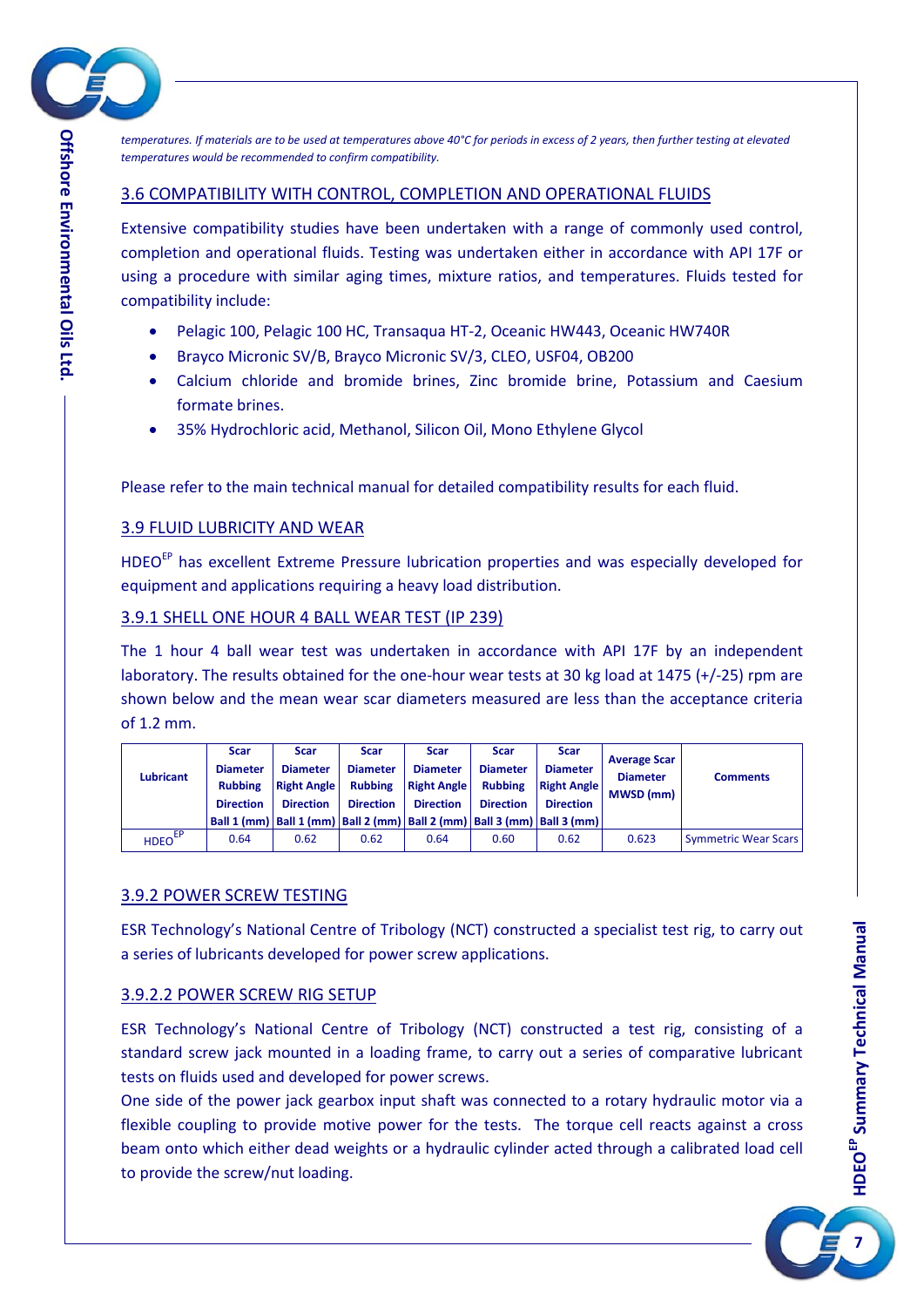*temperatures. If materials are to be used at temperatures above 40°C for periods in excess of 2 years, then further testing at elevated temperatures would be recommended to confirm compatibility.*

## 3.6 COMPATIBILITY WITH CONTROL, COMPLETION AND OPERATIONAL FLUIDS

Extensive compatibility studies have been undertaken with a range of commonly used control, completion and operational fluids. Testing was undertaken either in accordance with API 17F or using a procedure with similar aging times, mixture ratios, and temperatures. Fluids tested for compatibility include:

- Pelagic 100, Pelagic 100 HC, Transaqua HT-2, Oceanic HW443, Oceanic HW740R
- Brayco Micronic SV/B, Brayco Micronic SV/3, CLEO, USF04, OB200
- Calcium chloride and bromide brines, Zinc bromide brine, Potassium and Caesium formate brines.
- 35% Hydrochloric acid, Methanol, Silicon Oil, Mono Ethylene Glycol

Please refer to the main technical manual for detailed compatibility results for each fluid.

## 3.9 FLUID LUBRICITY AND WEAR

HDEO$^{EP}$ has excellent Extreme Pressure lubrication properties and was especially developed for equipment and applications requiring a heavy load distribution.

### 3.9.1 SHELL ONE HOUR 4 BALL WEAR TEST (IP 239)

The 1 hour 4 ball wear test was undertaken in accordance with API 17F by an independent laboratory. The results obtained for the one-hour wear tests at 30 kg load at 1475 (+/-25) rpm are shown below and the mean wear scar diameters measured are less than the acceptance criteria of 1.2 mm.

| Lubricant | Scar Diameter Rubbing Direction Ball 1 (mm) | Scar Diameter Right Angle Direction Ball 1 (mm) | Scar Diameter Rubbing Direction Ball 2 (mm) | Scar Diameter Right Angle Direction Ball 2 (mm) | Scar Diameter Rubbing Direction Ball 3 (mm) | Scar Diameter Right Angle Direction Ball 3 (mm) | Average Scar Diameter MWSD (mm) | Comments |
|---|---|---|---|---|---|---|---|---|
| HDEO$^{EP}$ | 0.64 | 0.62 | 0.62 | 0.64 | 0.60 | 0.62 | 0.623 | Symmetric Wear Scars |

### 3.9.2 POWER SCREW TESTING

ESR Technology's National Centre of Tribology (NCT) constructed a specialist test rig, to carry out a series of lubricants developed for power screw applications.

### 3.9.2.2 POWER SCREW RIG SETUP

ESR Technology's National Centre of Tribology (NCT) constructed a test rig, consisting of a standard screw jack mounted in a loading frame, to carry out a series of comparative lubricant tests on fluids used and developed for power screws.

One side of the power jack gearbox input shaft was connected to a rotary hydraulic motor via a flexible coupling to provide motive power for the tests. The torque cell reacts against a cross beam onto which either dead weights or a hydraulic cylinder acted through a calibrated load cell to provide the screw/nut loading.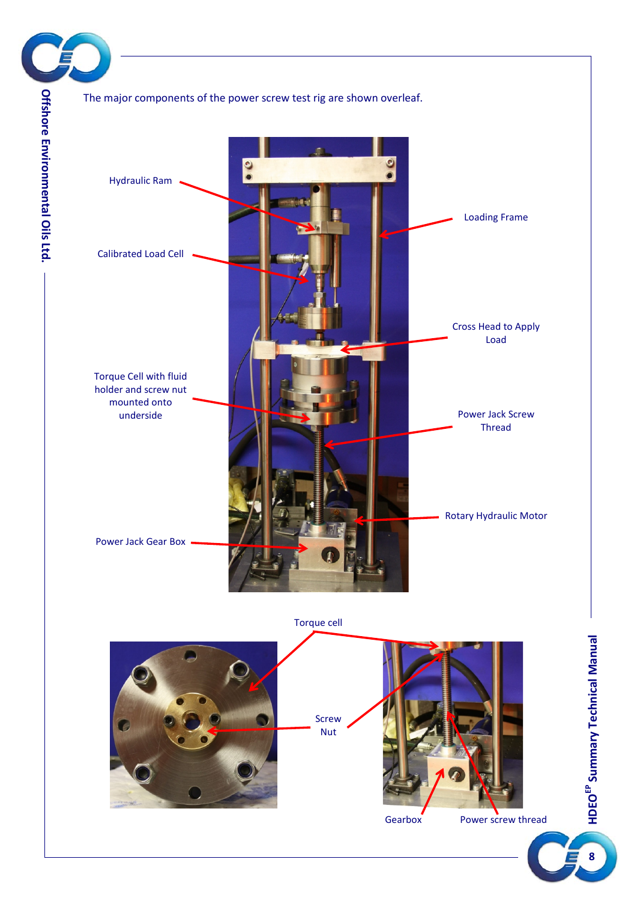The major components of the power screw test rig are shown overleaf.

Hydraulic Ram

Loading Frame

Calibrated Load Cell

Cross Head to Apply Load

Torque Cell with fluid holder and screw nut mounted onto underside

Power Jack Screw Thread

Rotary Hydraulic Motor

Power Jack Gear Box

Torque cell

Screw Nut

Gearbox

Power screw thread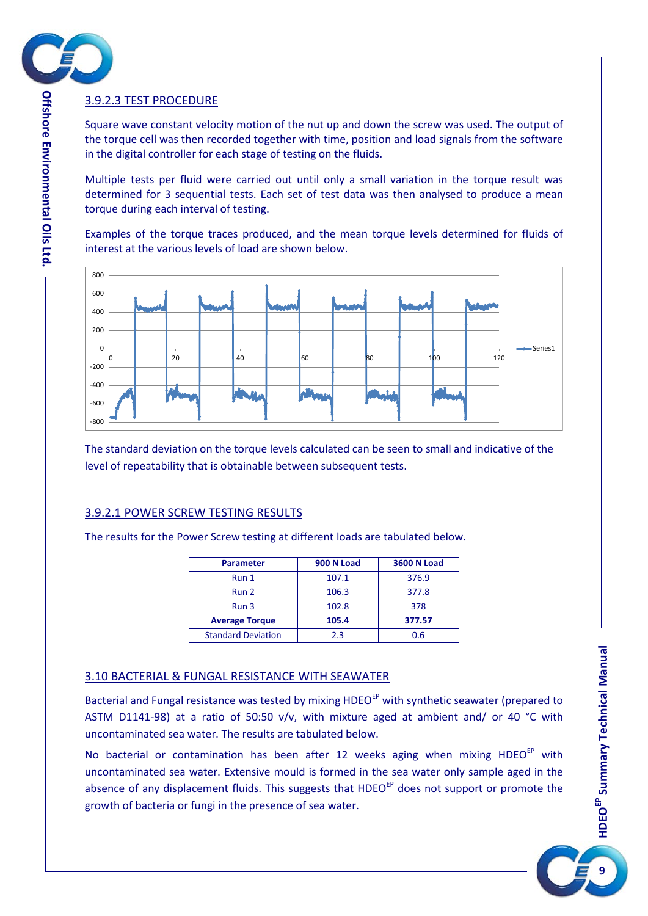### 3.9.2.3 TEST PROCEDURE

Square wave constant velocity motion of the nut up and down the screw was used. The output of the torque cell was then recorded together with time, position and load signals from the software in the digital controller for each stage of testing on the fluids.

Multiple tests per fluid were carried out until only a small variation in the torque result was determined for 3 sequential tests. Each set of test data was then analysed to produce a mean torque during each interval of testing.

Examples of the torque traces produced, and the mean torque levels determined for fluids of interest at the various levels of load are shown below.

The standard deviation on the torque levels calculated can be seen to small and indicative of the level of repeatability that is obtainable between subsequent tests.

### 3.9.2.1 POWER SCREW TESTING RESULTS

The results for the Power Screw testing at different loads are tabulated below.

| Parameter | 900 N Load | 3600 N Load |
|---|---|---|
| Run 1 | 107.1 | 376.9 |
| Run 2 | 106.3 | 377.8 |
| Run 3 | 102.8 | 378 |
| **Average Torque** | **105.4** | **377.57** |
| Standard Deviation | 2.3 | 0.6 |

## 3.10 BACTERIAL & FUNGAL RESISTANCE WITH SEAWATER

Bacterial and Fungal resistance was tested by mixing HDEO[EP] with synthetic seawater (prepared to ASTM D1141-98) at a ratio of 50:50 v/v, with mixture aged at ambient and/ or 40 °C with uncontaminated sea water. The results are tabulated below.

No bacterial or contamination has been after 12 weeks aging when mixing HDEO[EP] with uncontaminated sea water. Extensive mould is formed in the sea water only sample aged in the absence of any displacement fluids. This suggests that HDEO[EP] does not support or promote the growth of bacteria or fungi in the presence of sea water.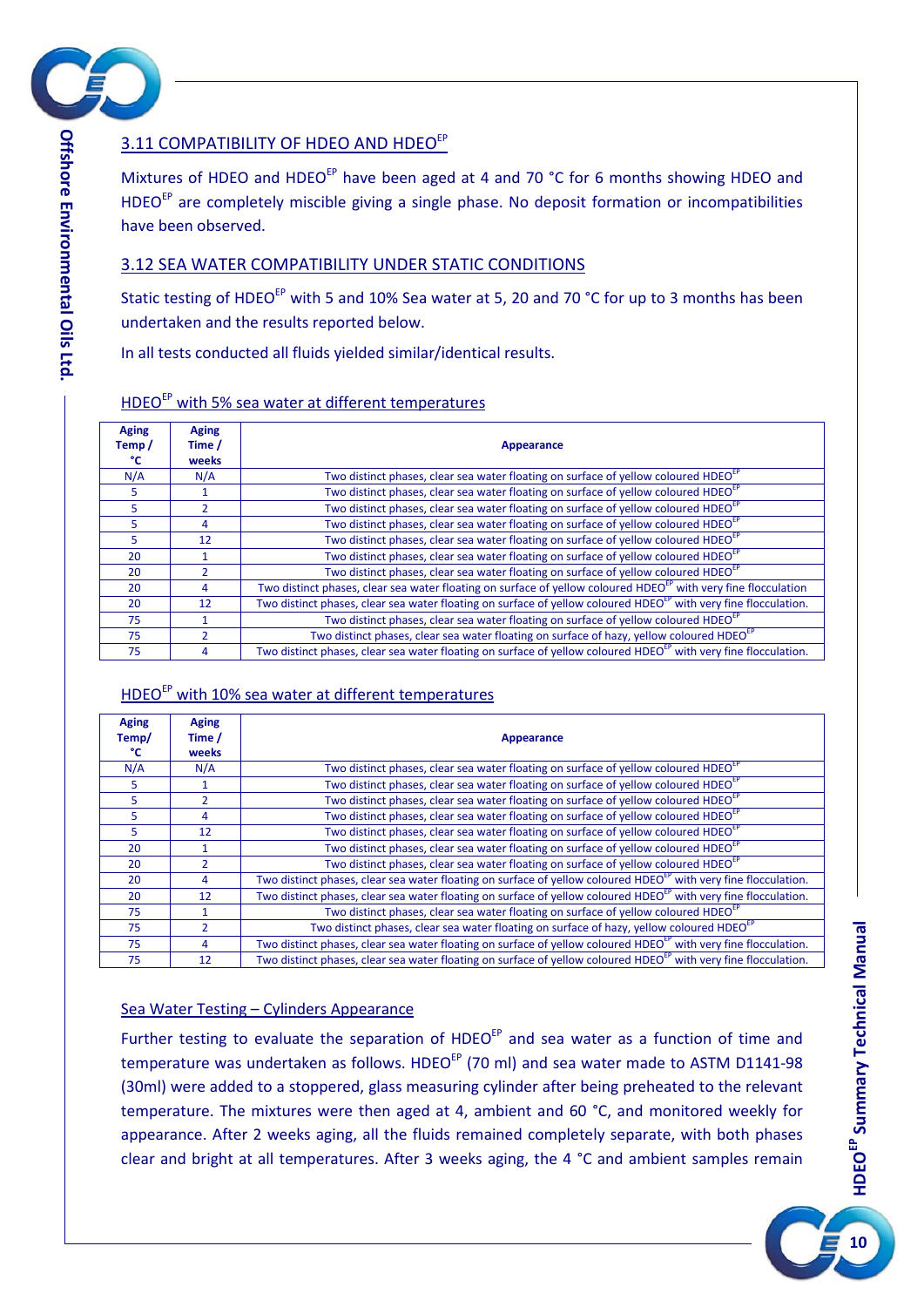## 3.11 COMPATIBILITY OF HDEO AND HDEO$^{EP}$

Mixtures of HDEO and HDEO$^{EP}$ have been aged at 4 and 70 °C for 6 months showing HDEO and HDEO$^{EP}$ are completely miscible giving a single phase. No deposit formation or incompatibilities have been observed.

## 3.12 SEA WATER COMPATIBILITY UNDER STATIC CONDITIONS

Static testing of HDEO$^{EP}$ with 5 and 10% Sea water at 5, 20 and 70 °C for up to 3 months has been undertaken and the results reported below.

In all tests conducted all fluids yielded similar/identical results.

### HDEO$^{EP}$ with 5% sea water at different temperatures

| Aging Temp / °C | Aging Time / weeks | Appearance |
|---|---|---|
| N/A | N/A | Two distinct phases, clear sea water floating on surface of yellow coloured HDEO$^{EP}$ |
| 5 | 1 | Two distinct phases, clear sea water floating on surface of yellow coloured HDEO$^{EP}$ |
| 5 | 2 | Two distinct phases, clear sea water floating on surface of yellow coloured HDEO$^{EP}$ |
| 5 | 4 | Two distinct phases, clear sea water floating on surface of yellow coloured HDEO$^{EP}$ |
| 5 | 12 | Two distinct phases, clear sea water floating on surface of yellow coloured HDEO$^{EP}$ |
| 20 | 1 | Two distinct phases, clear sea water floating on surface of yellow coloured HDEO$^{EP}$ |
| 20 | 2 | Two distinct phases, clear sea water floating on surface of yellow coloured HDEO$^{EP}$ |
| 20 | 4 | Two distinct phases, clear sea water floating on surface of yellow coloured HDEO$^{EP}$ with very fine flocculation |
| 20 | 12 | Two distinct phases, clear sea water floating on surface of yellow coloured HDEO$^{EP}$ with very fine flocculation. |
| 75 | 1 | Two distinct phases, clear sea water floating on surface of yellow coloured HDEO$^{EP}$ |
| 75 | 2 | Two distinct phases, clear sea water floating on surface of hazy, yellow coloured HDEO$^{EP}$ |
| 75 | 4 | Two distinct phases, clear sea water floating on surface of yellow coloured HDEO$^{EP}$ with very fine flocculation. |

### HDEO$^{EP}$ with 10% sea water at different temperatures

| Aging Temp/ °C | Aging Time / weeks | Appearance |
|---|---|---|
| N/A | N/A | Two distinct phases, clear sea water floating on surface of yellow coloured HDEO$^{EP}$ |
| 5 | 1 | Two distinct phases, clear sea water floating on surface of yellow coloured HDEO$^{EP}$ |
| 5 | 2 | Two distinct phases, clear sea water floating on surface of yellow coloured HDEO$^{EP}$ |
| 5 | 4 | Two distinct phases, clear sea water floating on surface of yellow coloured HDEO$^{EP}$ |
| 5 | 12 | Two distinct phases, clear sea water floating on surface of yellow coloured HDEO$^{EP}$ |
| 20 | 1 | Two distinct phases, clear sea water floating on surface of yellow coloured HDEO$^{EP}$ |
| 20 | 2 | Two distinct phases, clear sea water floating on surface of yellow coloured HDEO$^{EP}$ |
| 20 | 4 | Two distinct phases, clear sea water floating on surface of yellow coloured HDEO$^{EP}$ with very fine flocculation. |
| 20 | 12 | Two distinct phases, clear sea water floating on surface of yellow coloured HDEO$^{EP}$ with very fine flocculation. |
| 75 | 1 | Two distinct phases, clear sea water floating on surface of yellow coloured HDEO$^{EP}$ |
| 75 | 2 | Two distinct phases, clear sea water floating on surface of hazy, yellow coloured HDEO$^{EP}$ |
| 75 | 4 | Two distinct phases, clear sea water floating on surface of yellow coloured HDEO$^{EP}$ with very fine flocculation. |
| 75 | 12 | Two distinct phases, clear sea water floating on surface of yellow coloured HDEO$^{EP}$ with very fine flocculation. |

### Sea Water Testing – Cylinders Appearance

Further testing to evaluate the separation of HDEO$^{EP}$ and sea water as a function of time and temperature was undertaken as follows. HDEO$^{EP}$ (70 ml) and sea water made to ASTM D1141-98 (30ml) were added to a stoppered, glass measuring cylinder after being preheated to the relevant temperature. The mixtures were then aged at 4, ambient and 60 °C, and monitored weekly for appearance. After 2 weeks aging, all the fluids remained completely separate, with both phases clear and bright at all temperatures. After 3 weeks aging, the 4 °C and ambient samples remain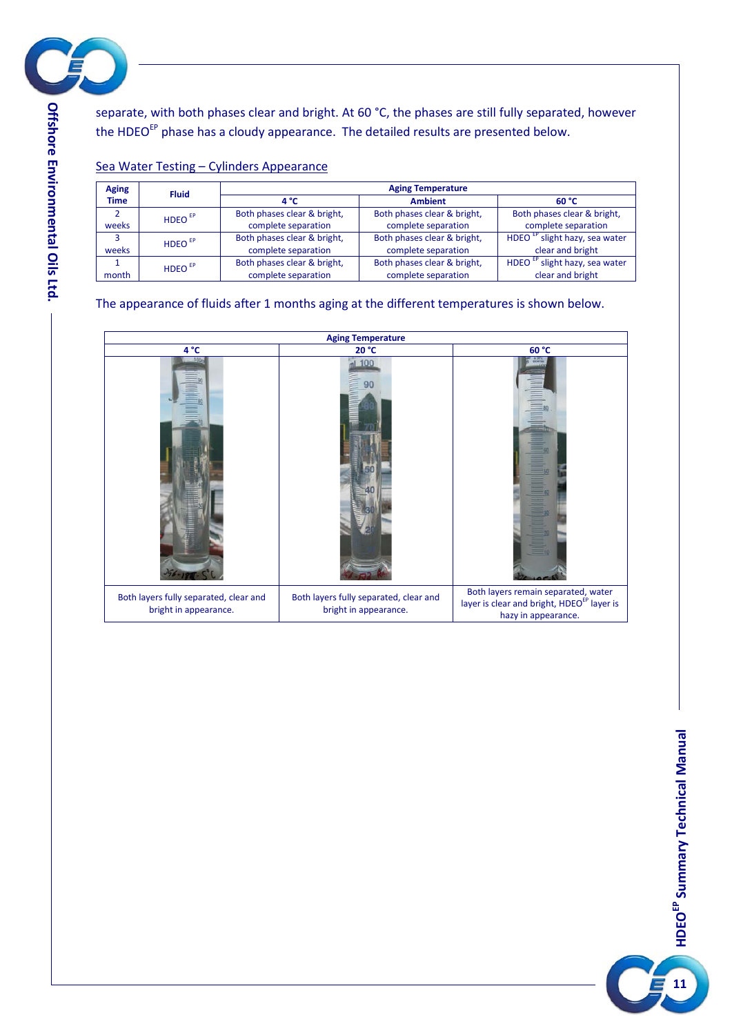separate, with both phases clear and bright. At 60 °C, the phases are still fully separated, however the HDEO$^{EP}$ phase has a cloudy appearance. The detailed results are presented below.

Sea Water Testing – Cylinders Appearance

| Aging Time | Fluid | Aging Temperature | | |
|---|---|---|---|---|
| | | 4 °C | Ambient | 60 °C |
| 2 weeks | HDEO $^{EP}$ | Both phases clear & bright, complete separation | Both phases clear & bright, complete separation | Both phases clear & bright, complete separation |
| 3 weeks | HDEO $^{EP}$ | Both phases clear & bright, complete separation | Both phases clear & bright, complete separation | HDEO $^{EP}$ slight hazy, sea water clear and bright |
| 1 month | HDEO $^{EP}$ | Both phases clear & bright, complete separation | Both phases clear & bright, complete separation | HDEO $^{EP}$ slight hazy, sea water clear and bright |

The appearance of fluids after 1 months aging at the different temperatures is shown below.

| Aging Temperature | | |
|---|---|---|
| 4 °C | 20 °C | 60 °C |
| | | |
| Both layers fully separated, clear and bright in appearance. | Both layers fully separated, clear and bright in appearance. | Both layers remain separated, water layer is clear and bright, HDEO$^{EP}$ layer is hazy in appearance. |